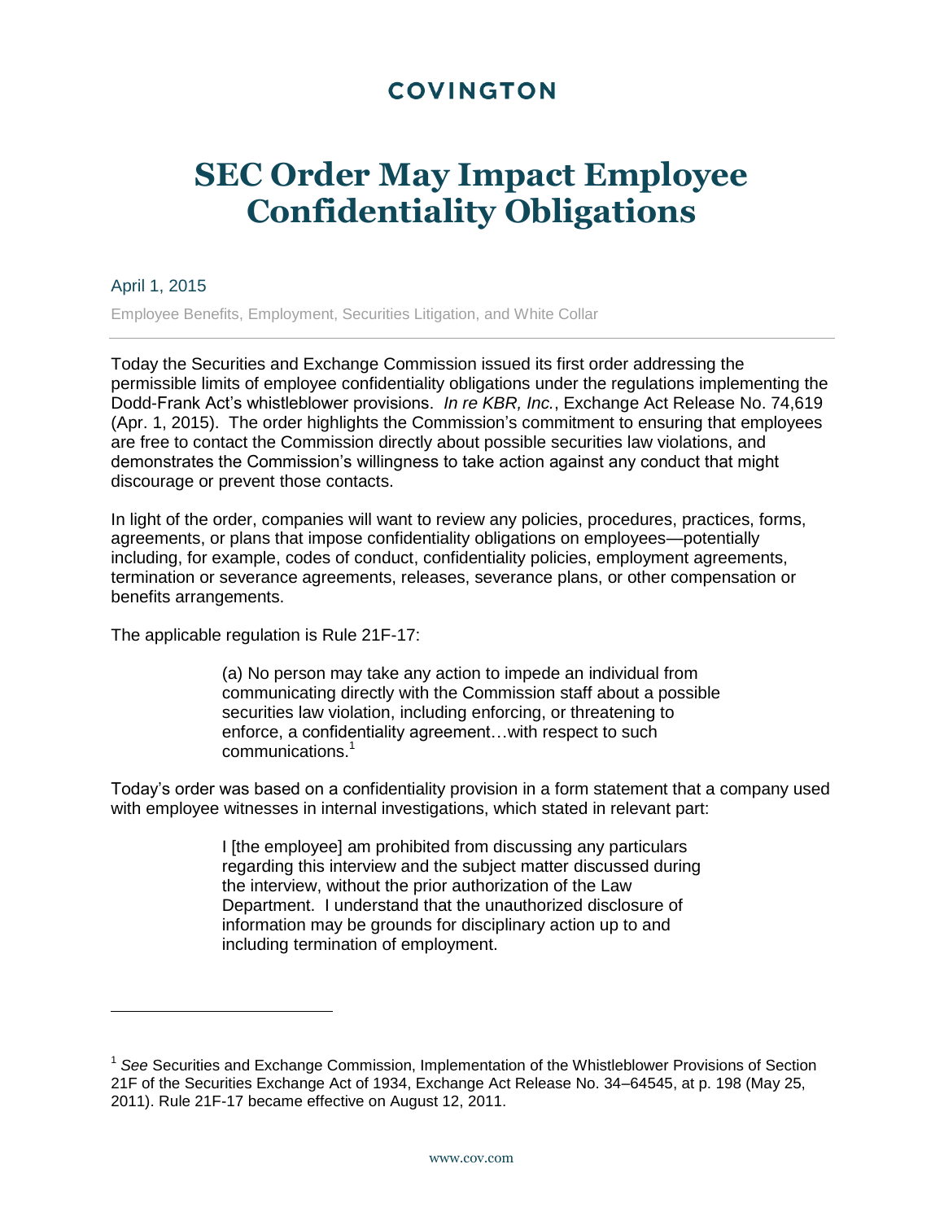COVINGTON

# SEC Order May Impact Employee Confidentiality Obligations

April 1, 2015

Employee Benefits, Employment, Securities Litigation, and White Collar

---

Today the Securities and Exchange Commission issued its first order addressing the permissible limits of employee confidentiality obligations under the regulations implementing the Dodd-Frank Act's whistleblower provisions. *In re KBR, Inc.*, Exchange Act Release No. 74,619 (Apr. 1, 2015). The order highlights the Commission's commitment to ensuring that employees are free to contact the Commission directly about possible securities law violations, and demonstrates the Commission's willingness to take action against any conduct that might discourage or prevent those contacts.

In light of the order, companies will want to review any policies, procedures, practices, forms, agreements, or plans that impose confidentiality obligations on employees—potentially including, for example, codes of conduct, confidentiality policies, employment agreements, termination or severance agreements, releases, severance plans, or other compensation or benefits arrangements.

The applicable regulation is Rule 21F-17:

> (a) No person may take any action to impede an individual from communicating directly with the Commission staff about a possible securities law violation, including enforcing, or threatening to enforce, a confidentiality agreement…with respect to such communications.[1]

Today's order was based on a confidentiality provision in a form statement that a company used with employee witnesses in internal investigations, which stated in relevant part:

> I [the employee] am prohibited from discussing any particulars regarding this interview and the subject matter discussed during the interview, without the prior authorization of the Law Department. I understand that the unauthorized disclosure of information may be grounds for disciplinary action up to and including termination of employment.

---

[1] *See* Securities and Exchange Commission, Implementation of the Whistleblower Provisions of Section 21F of the Securities Exchange Act of 1934, Exchange Act Release No. 34–64545, at p. 198 (May 25, 2011). Rule 21F-17 became effective on August 12, 2011.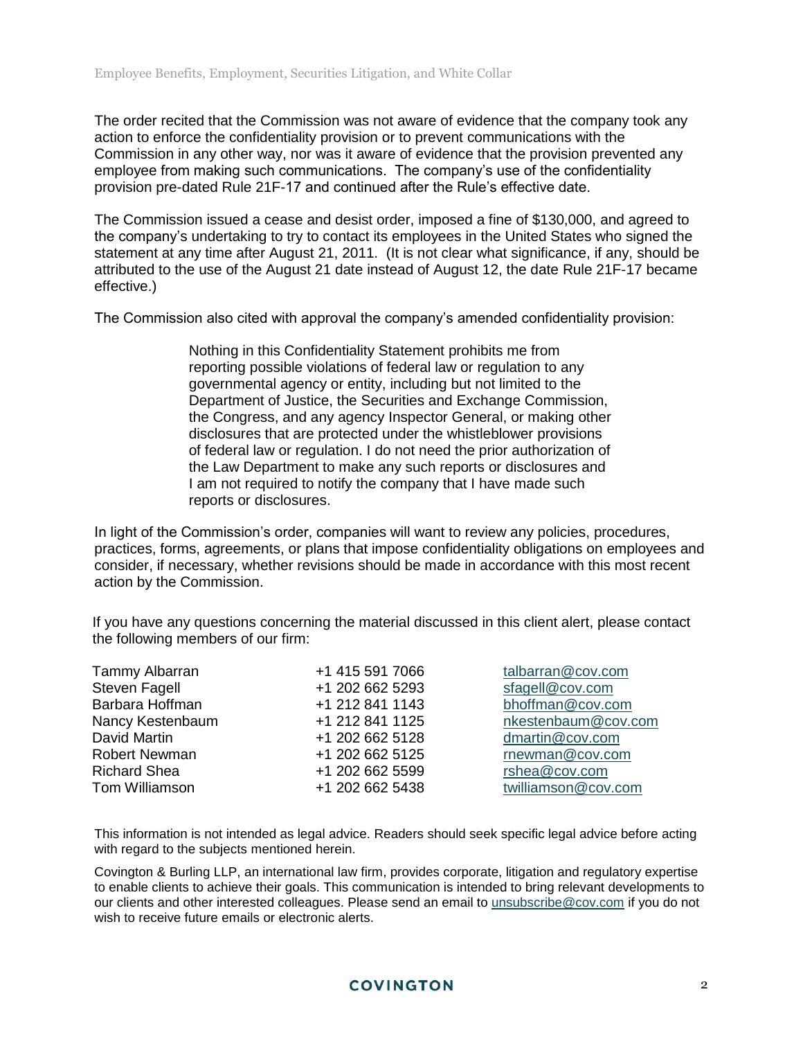The order recited that the Commission was not aware of evidence that the company took any action to enforce the confidentiality provision or to prevent communications with the Commission in any other way, nor was it aware of evidence that the provision prevented any employee from making such communications. The company's use of the confidentiality provision pre-dated Rule 21F-17 and continued after the Rule's effective date.

The Commission issued a cease and desist order, imposed a fine of $130,000, and agreed to the company's undertaking to try to contact its employees in the United States who signed the statement at any time after August 21, 2011. (It is not clear what significance, if any, should be attributed to the use of the August 21 date instead of August 12, the date Rule 21F-17 became effective.)

The Commission also cited with approval the company's amended confidentiality provision:

> Nothing in this Confidentiality Statement prohibits me from reporting possible violations of federal law or regulation to any governmental agency or entity, including but not limited to the Department of Justice, the Securities and Exchange Commission, the Congress, and any agency Inspector General, or making other disclosures that are protected under the whistleblower provisions of federal law or regulation. I do not need the prior authorization of the Law Department to make any such reports or disclosures and I am not required to notify the company that I have made such reports or disclosures.

In light of the Commission's order, companies will want to review any policies, procedures, practices, forms, agreements, or plans that impose confidentiality obligations on employees and consider, if necessary, whether revisions should be made in accordance with this most recent action by the Commission.

If you have any questions concerning the material discussed in this client alert, please contact the following members of our firm:

| | | |
|---|---|---|
| Tammy Albarran | +1 415 591 7066 | talbarran@cov.com |
| Steven Fagell | +1 202 662 5293 | sfagell@cov.com |
| Barbara Hoffman | +1 212 841 1143 | bhoffman@cov.com |
| Nancy Kestenbaum | +1 212 841 1125 | nkestenbaum@cov.com |
| David Martin | +1 202 662 5128 | dmartin@cov.com |
| Robert Newman | +1 202 662 5125 | rnewman@cov.com |
| Richard Shea | +1 202 662 5599 | rshea@cov.com |
| Tom Williamson | +1 202 662 5438 | twilliamson@cov.com |

This information is not intended as legal advice. Readers should seek specific legal advice before acting with regard to the subjects mentioned herein.

Covington & Burling LLP, an international law firm, provides corporate, litigation and regulatory expertise to enable clients to achieve their goals. This communication is intended to bring relevant developments to our clients and other interested colleagues. Please send an email to unsubscribe@cov.com if you do not wish to receive future emails or electronic alerts.